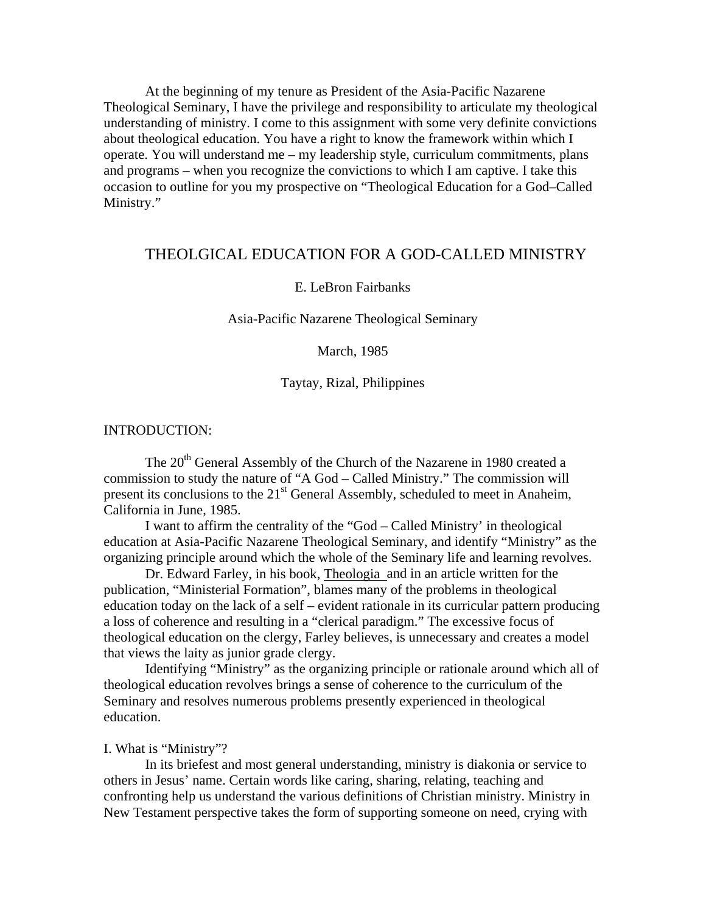At the beginning of my tenure as President of the Asia-Pacific Nazarene Theological Seminary, I have the privilege and responsibility to articulate my theological understanding of ministry. I come to this assignment with some very definite convictions about theological education. You have a right to know the framework within which I operate. You will understand me – my leadership style, curriculum commitments, plans and programs – when you recognize the convictions to which I am captive. I take this occasion to outline for you my prospective on "Theological Education for a God–Called Ministry."

# THEOLGICAL EDUCATION FOR A GOD-CALLED MINISTRY

E. LeBron Fairbanks

Asia-Pacific Nazarene Theological Seminary

March, 1985

Taytay, Rizal, Philippines

## INTRODUCTION:

The 20th General Assembly of the Church of the Nazarene in 1980 created a commission to study the nature of "A God – Called Ministry." The commission will present its conclusions to the 21st General Assembly, scheduled to meet in Anaheim, California in June, 1985.

I want to affirm the centrality of the "God – Called Ministry' in theological education at Asia-Pacific Nazarene Theological Seminary, and identify "Ministry" as the organizing principle around which the whole of the Seminary life and learning revolves.

Dr. Edward Farley, in his book, Theologia and in an article written for the publication, "Ministerial Formation", blames many of the problems in theological education today on the lack of a self – evident rationale in its curricular pattern producing a loss of coherence and resulting in a "clerical paradigm." The excessive focus of theological education on the clergy, Farley believes, is unnecessary and creates a model that views the laity as junior grade clergy.

Identifying "Ministry" as the organizing principle or rationale around which all of theological education revolves brings a sense of coherence to the curriculum of the Seminary and resolves numerous problems presently experienced in theological education.

## I. What is "Ministry"?

In its briefest and most general understanding, ministry is diakonia or service to others in Jesus' name. Certain words like caring, sharing, relating, teaching and confronting help us understand the various definitions of Christian ministry. Ministry in New Testament perspective takes the form of supporting someone on need, crying with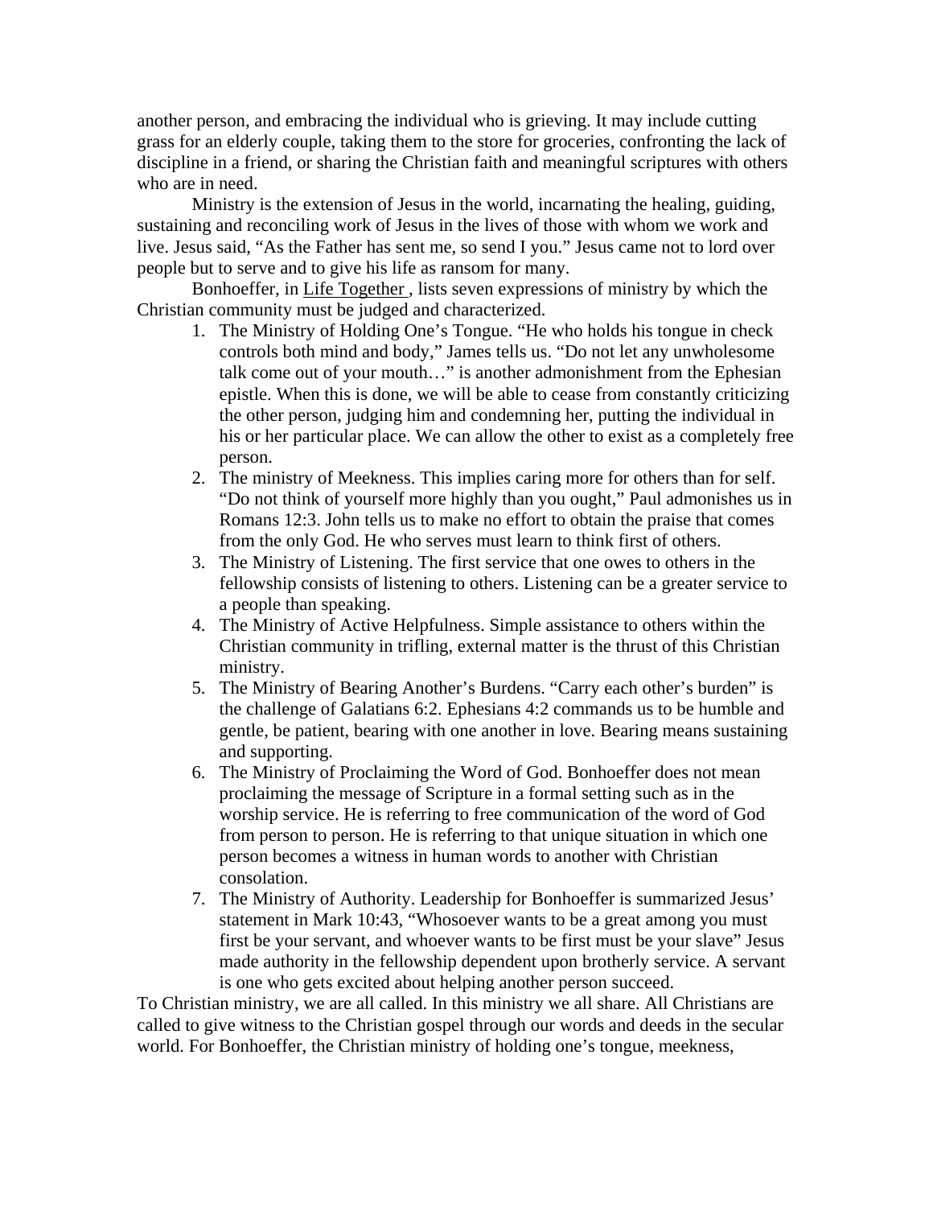another person, and embracing the individual who is grieving. It may include cutting grass for an elderly couple, taking them to the store for groceries, confronting the lack of discipline in a friend, or sharing the Christian faith and meaningful scriptures with others who are in need.

Ministry is the extension of Jesus in the world, incarnating the healing, guiding, sustaining and reconciling work of Jesus in the lives of those with whom we work and live. Jesus said, "As the Father has sent me, so send I you." Jesus came not to lord over people but to serve and to give his life as ransom for many.

Bonhoeffer, in Life Together , lists seven expressions of ministry by which the Christian community must be judged and characterized.

1. The Ministry of Holding One's Tongue. "He who holds his tongue in check controls both mind and body," James tells us. "Do not let any unwholesome talk come out of your mouth…" is another admonishment from the Ephesian epistle. When this is done, we will be able to cease from constantly criticizing the other person, judging him and condemning her, putting the individual in his or her particular place. We can allow the other to exist as a completely free person.
2. The ministry of Meekness. This implies caring more for others than for self. "Do not think of yourself more highly than you ought," Paul admonishes us in Romans 12:3. John tells us to make no effort to obtain the praise that comes from the only God. He who serves must learn to think first of others.
3. The Ministry of Listening. The first service that one owes to others in the fellowship consists of listening to others. Listening can be a greater service to a people than speaking.
4. The Ministry of Active Helpfulness. Simple assistance to others within the Christian community in trifling, external matter is the thrust of this Christian ministry.
5. The Ministry of Bearing Another's Burdens. "Carry each other's burden" is the challenge of Galatians 6:2. Ephesians 4:2 commands us to be humble and gentle, be patient, bearing with one another in love. Bearing means sustaining and supporting.
6. The Ministry of Proclaiming the Word of God. Bonhoeffer does not mean proclaiming the message of Scripture in a formal setting such as in the worship service. He is referring to free communication of the word of God from person to person. He is referring to that unique situation in which one person becomes a witness in human words to another with Christian consolation.
7. The Ministry of Authority. Leadership for Bonhoeffer is summarized Jesus' statement in Mark 10:43, "Whosoever wants to be a great among you must first be your servant, and whoever wants to be first must be your slave" Jesus made authority in the fellowship dependent upon brotherly service. A servant is one who gets excited about helping another person succeed.

To Christian ministry, we are all called. In this ministry we all share. All Christians are called to give witness to the Christian gospel through our words and deeds in the secular world. For Bonhoeffer, the Christian ministry of holding one's tongue, meekness,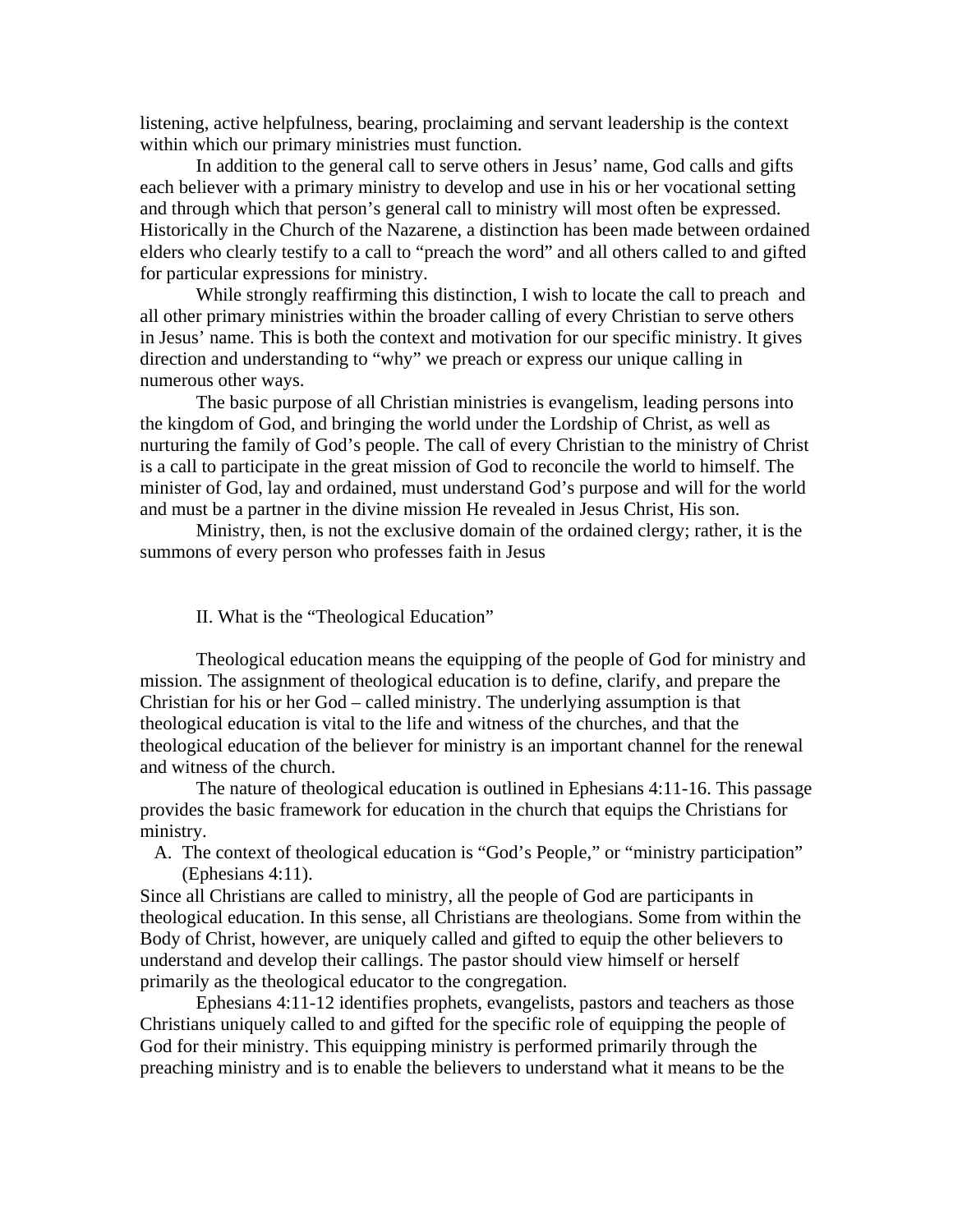listening, active helpfulness, bearing, proclaiming and servant leadership is the context within which our primary ministries must function.

In addition to the general call to serve others in Jesus' name, God calls and gifts each believer with a primary ministry to develop and use in his or her vocational setting and through which that person's general call to ministry will most often be expressed. Historically in the Church of the Nazarene, a distinction has been made between ordained elders who clearly testify to a call to "preach the word" and all others called to and gifted for particular expressions for ministry.

While strongly reaffirming this distinction, I wish to locate the call to preach and all other primary ministries within the broader calling of every Christian to serve others in Jesus' name. This is both the context and motivation for our specific ministry. It gives direction and understanding to "why" we preach or express our unique calling in numerous other ways.

The basic purpose of all Christian ministries is evangelism, leading persons into the kingdom of God, and bringing the world under the Lordship of Christ, as well as nurturing the family of God's people. The call of every Christian to the ministry of Christ is a call to participate in the great mission of God to reconcile the world to himself. The minister of God, lay and ordained, must understand God's purpose and will for the world and must be a partner in the divine mission He revealed in Jesus Christ, His son.

Ministry, then, is not the exclusive domain of the ordained clergy; rather, it is the summons of every person who professes faith in Jesus

## II. What is the "Theological Education"

Theological education means the equipping of the people of God for ministry and mission. The assignment of theological education is to define, clarify, and prepare the Christian for his or her God – called ministry. The underlying assumption is that theological education is vital to the life and witness of the churches, and that the theological education of the believer for ministry is an important channel for the renewal and witness of the church.

The nature of theological education is outlined in Ephesians 4:11-16. This passage provides the basic framework for education in the church that equips the Christians for ministry.

A. The context of theological education is "God's People," or "ministry participation" (Ephesians 4:11).

Since all Christians are called to ministry, all the people of God are participants in theological education. In this sense, all Christians are theologians. Some from within the Body of Christ, however, are uniquely called and gifted to equip the other believers to understand and develop their callings. The pastor should view himself or herself primarily as the theological educator to the congregation.

Ephesians 4:11-12 identifies prophets, evangelists, pastors and teachers as those Christians uniquely called to and gifted for the specific role of equipping the people of God for their ministry. This equipping ministry is performed primarily through the preaching ministry and is to enable the believers to understand what it means to be the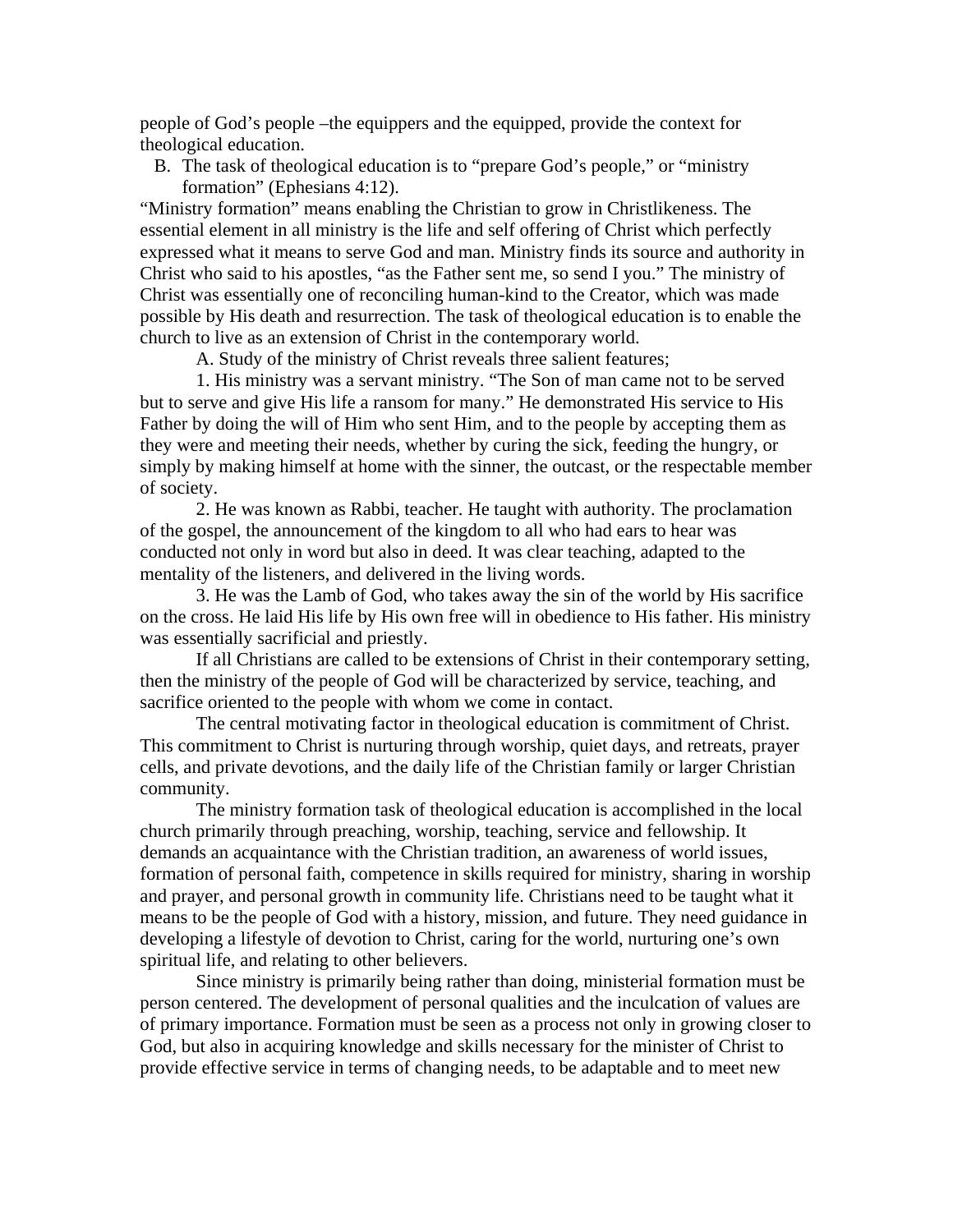people of God's people –the equippers and the equipped, provide the context for theological education.

B. The task of theological education is to "prepare God's people," or "ministry formation" (Ephesians 4:12).

"Ministry formation" means enabling the Christian to grow in Christlikeness. The essential element in all ministry is the life and self offering of Christ which perfectly expressed what it means to serve God and man. Ministry finds its source and authority in Christ who said to his apostles, "as the Father sent me, so send I you." The ministry of Christ was essentially one of reconciling human-kind to the Creator, which was made possible by His death and resurrection. The task of theological education is to enable the church to live as an extension of Christ in the contemporary world.

A. Study of the ministry of Christ reveals three salient features;

1. His ministry was a servant ministry. "The Son of man came not to be served but to serve and give His life a ransom for many." He demonstrated His service to His Father by doing the will of Him who sent Him, and to the people by accepting them as they were and meeting their needs, whether by curing the sick, feeding the hungry, or simply by making himself at home with the sinner, the outcast, or the respectable member of society.

2. He was known as Rabbi, teacher. He taught with authority. The proclamation of the gospel, the announcement of the kingdom to all who had ears to hear was conducted not only in word but also in deed. It was clear teaching, adapted to the mentality of the listeners, and delivered in the living words.

3. He was the Lamb of God, who takes away the sin of the world by His sacrifice on the cross. He laid His life by His own free will in obedience to His father. His ministry was essentially sacrificial and priestly.

If all Christians are called to be extensions of Christ in their contemporary setting, then the ministry of the people of God will be characterized by service, teaching, and sacrifice oriented to the people with whom we come in contact.

The central motivating factor in theological education is commitment of Christ. This commitment to Christ is nurturing through worship, quiet days, and retreats, prayer cells, and private devotions, and the daily life of the Christian family or larger Christian community.

The ministry formation task of theological education is accomplished in the local church primarily through preaching, worship, teaching, service and fellowship. It demands an acquaintance with the Christian tradition, an awareness of world issues, formation of personal faith, competence in skills required for ministry, sharing in worship and prayer, and personal growth in community life. Christians need to be taught what it means to be the people of God with a history, mission, and future. They need guidance in developing a lifestyle of devotion to Christ, caring for the world, nurturing one's own spiritual life, and relating to other believers.

Since ministry is primarily being rather than doing, ministerial formation must be person centered. The development of personal qualities and the inculcation of values are of primary importance. Formation must be seen as a process not only in growing closer to God, but also in acquiring knowledge and skills necessary for the minister of Christ to provide effective service in terms of changing needs, to be adaptable and to meet new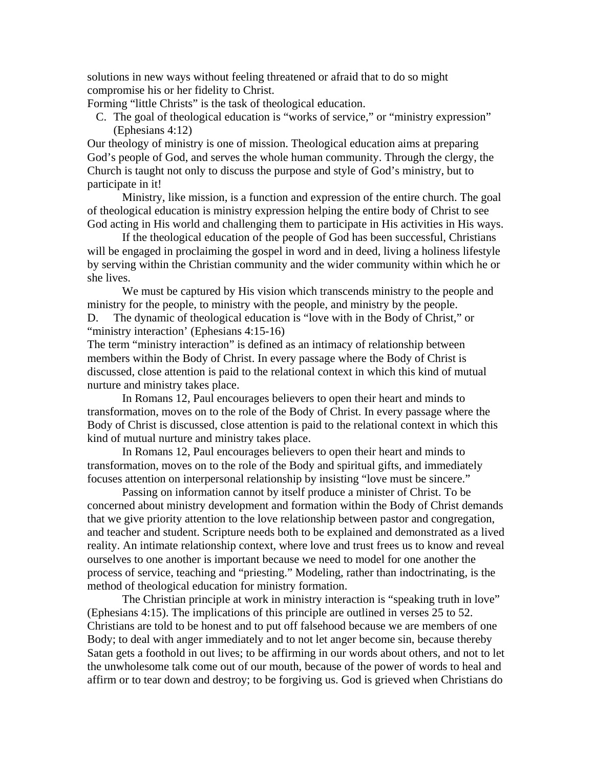solutions in new ways without feeling threatened or afraid that to do so might compromise his or her fidelity to Christ.

Forming "little Christs" is the task of theological education.

C. The goal of theological education is "works of service," or "ministry expression" (Ephesians 4:12)

Our theology of ministry is one of mission. Theological education aims at preparing God's people of God, and serves the whole human community. Through the clergy, the Church is taught not only to discuss the purpose and style of God's ministry, but to participate in it!

Ministry, like mission, is a function and expression of the entire church. The goal of theological education is ministry expression helping the entire body of Christ to see God acting in His world and challenging them to participate in His activities in His ways.

If the theological education of the people of God has been successful, Christians will be engaged in proclaiming the gospel in word and in deed, living a holiness lifestyle by serving within the Christian community and the wider community within which he or she lives.

We must be captured by His vision which transcends ministry to the people and ministry for the people, to ministry with the people, and ministry by the people.

D. The dynamic of theological education is "love with in the Body of Christ," or "ministry interaction' (Ephesians 4:15-16)

The term "ministry interaction" is defined as an intimacy of relationship between members within the Body of Christ. In every passage where the Body of Christ is discussed, close attention is paid to the relational context in which this kind of mutual nurture and ministry takes place.

In Romans 12, Paul encourages believers to open their heart and minds to transformation, moves on to the role of the Body of Christ. In every passage where the Body of Christ is discussed, close attention is paid to the relational context in which this kind of mutual nurture and ministry takes place.

In Romans 12, Paul encourages believers to open their heart and minds to transformation, moves on to the role of the Body and spiritual gifts, and immediately focuses attention on interpersonal relationship by insisting "love must be sincere."

Passing on information cannot by itself produce a minister of Christ. To be concerned about ministry development and formation within the Body of Christ demands that we give priority attention to the love relationship between pastor and congregation, and teacher and student. Scripture needs both to be explained and demonstrated as a lived reality. An intimate relationship context, where love and trust frees us to know and reveal ourselves to one another is important because we need to model for one another the process of service, teaching and "priesting." Modeling, rather than indoctrinating, is the method of theological education for ministry formation.

The Christian principle at work in ministry interaction is "speaking truth in love" (Ephesians 4:15). The implications of this principle are outlined in verses 25 to 52. Christians are told to be honest and to put off falsehood because we are members of one Body; to deal with anger immediately and to not let anger become sin, because thereby Satan gets a foothold in out lives; to be affirming in our words about others, and not to let the unwholesome talk come out of our mouth, because of the power of words to heal and affirm or to tear down and destroy; to be forgiving us. God is grieved when Christians do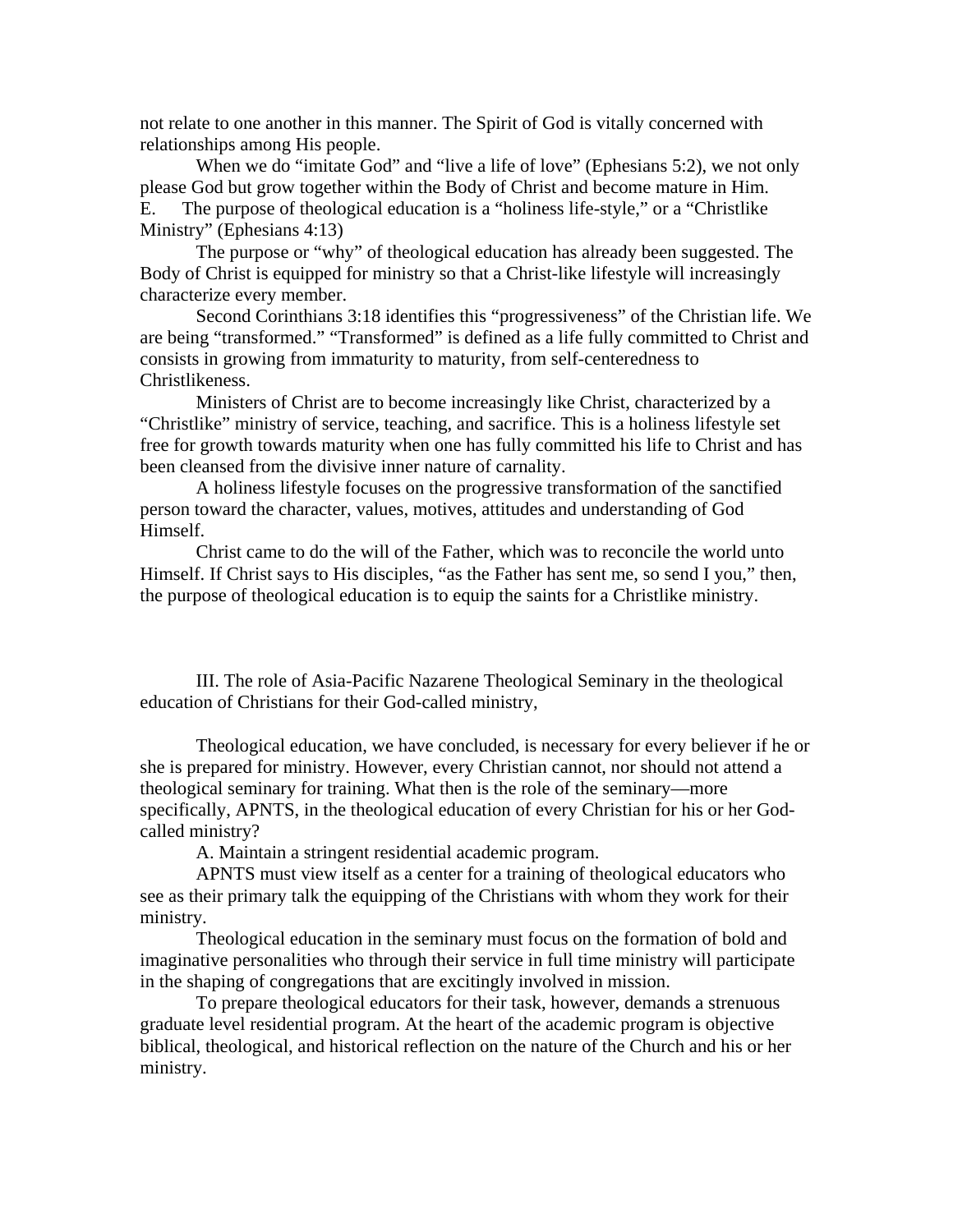not relate to one another in this manner. The Spirit of God is vitally concerned with relationships among His people.

When we do “imitate God” and “live a life of love” (Ephesians 5:2), we not only please God but grow together within the Body of Christ and become mature in Him.

E. The purpose of theological education is a “holiness life-style,” or a “Christlike Ministry” (Ephesians 4:13)

The purpose or “why” of theological education has already been suggested. The Body of Christ is equipped for ministry so that a Christ-like lifestyle will increasingly characterize every member.

Second Corinthians 3:18 identifies this “progressiveness” of the Christian life. We are being “transformed.” “Transformed” is defined as a life fully committed to Christ and consists in growing from immaturity to maturity, from self-centeredness to Christlikeness.

Ministers of Christ are to become increasingly like Christ, characterized by a “Christlike” ministry of service, teaching, and sacrifice. This is a holiness lifestyle set free for growth towards maturity when one has fully committed his life to Christ and has been cleansed from the divisive inner nature of carnality.

A holiness lifestyle focuses on the progressive transformation of the sanctified person toward the character, values, motives, attitudes and understanding of God Himself.

Christ came to do the will of the Father, which was to reconcile the world unto Himself. If Christ says to His disciples, “as the Father has sent me, so send I you,” then, the purpose of theological education is to equip the saints for a Christlike ministry.

III. The role of Asia-Pacific Nazarene Theological Seminary in the theological education of Christians for their God-called ministry,

Theological education, we have concluded, is necessary for every believer if he or she is prepared for ministry. However, every Christian cannot, nor should not attend a theological seminary for training. What then is the role of the seminary—more specifically, APNTS, in the theological education of every Christian for his or her God-called ministry?

A. Maintain a stringent residential academic program.

APNTS must view itself as a center for a training of theological educators who see as their primary talk the equipping of the Christians with whom they work for their ministry.

Theological education in the seminary must focus on the formation of bold and imaginative personalities who through their service in full time ministry will participate in the shaping of congregations that are excitingly involved in mission.

To prepare theological educators for their task, however, demands a strenuous graduate level residential program. At the heart of the academic program is objective biblical, theological, and historical reflection on the nature of the Church and his or her ministry.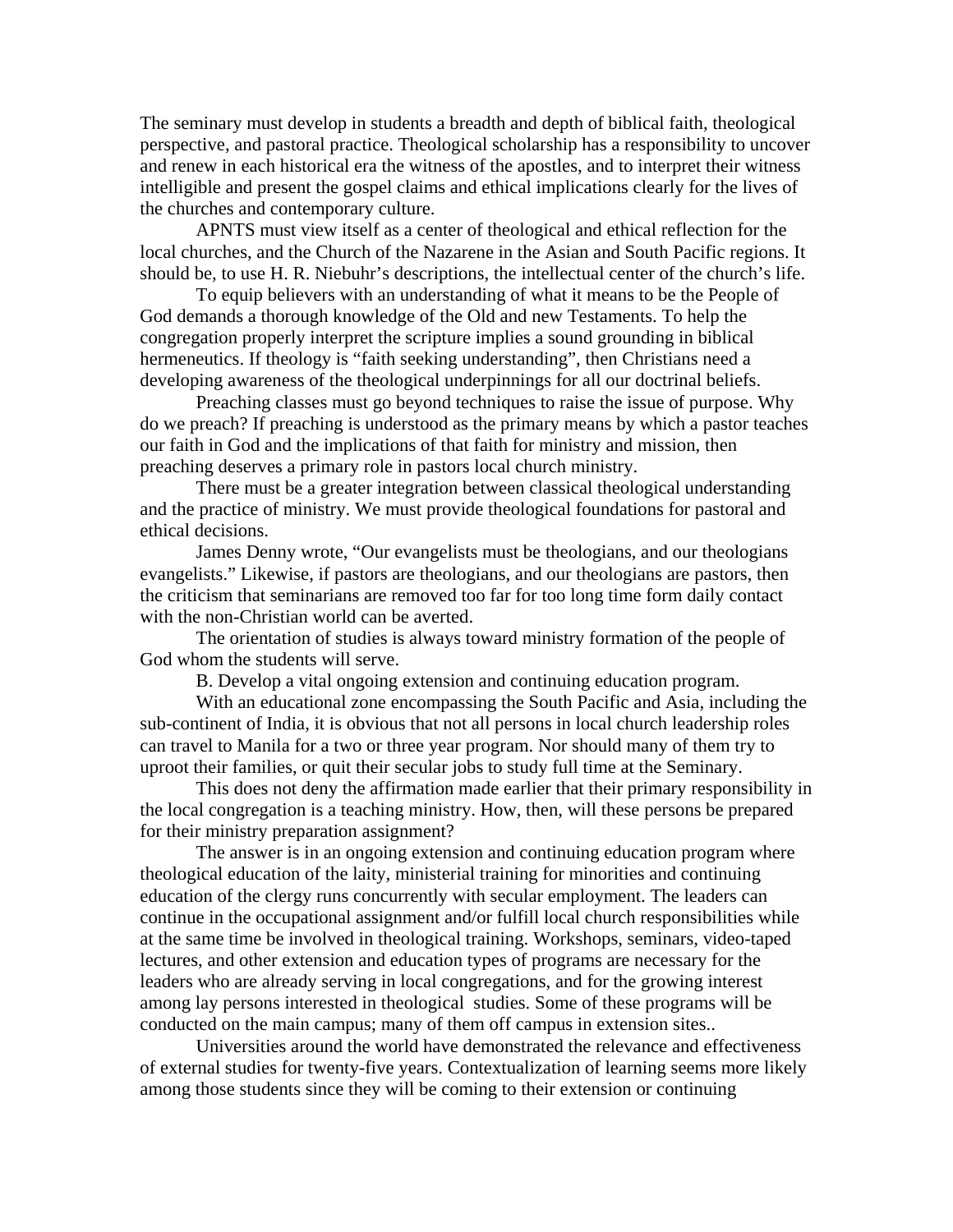The seminary must develop in students a breadth and depth of biblical faith, theological perspective, and pastoral practice. Theological scholarship has a responsibility to uncover and renew in each historical era the witness of the apostles, and to interpret their witness intelligible and present the gospel claims and ethical implications clearly for the lives of the churches and contemporary culture.

APNTS must view itself as a center of theological and ethical reflection for the local churches, and the Church of the Nazarene in the Asian and South Pacific regions. It should be, to use H. R. Niebuhr's descriptions, the intellectual center of the church's life.

To equip believers with an understanding of what it means to be the People of God demands a thorough knowledge of the Old and new Testaments. To help the congregation properly interpret the scripture implies a sound grounding in biblical hermeneutics. If theology is "faith seeking understanding", then Christians need a developing awareness of the theological underpinnings for all our doctrinal beliefs.

Preaching classes must go beyond techniques to raise the issue of purpose. Why do we preach? If preaching is understood as the primary means by which a pastor teaches our faith in God and the implications of that faith for ministry and mission, then preaching deserves a primary role in pastors local church ministry.

There must be a greater integration between classical theological understanding and the practice of ministry. We must provide theological foundations for pastoral and ethical decisions.

James Denny wrote, "Our evangelists must be theologians, and our theologians evangelists." Likewise, if pastors are theologians, and our theologians are pastors, then the criticism that seminarians are removed too far for too long time form daily contact with the non-Christian world can be averted.

The orientation of studies is always toward ministry formation of the people of God whom the students will serve.

B. Develop a vital ongoing extension and continuing education program.

With an educational zone encompassing the South Pacific and Asia, including the sub-continent of India, it is obvious that not all persons in local church leadership roles can travel to Manila for a two or three year program. Nor should many of them try to uproot their families, or quit their secular jobs to study full time at the Seminary.

This does not deny the affirmation made earlier that their primary responsibility in the local congregation is a teaching ministry. How, then, will these persons be prepared for their ministry preparation assignment?

The answer is in an ongoing extension and continuing education program where theological education of the laity, ministerial training for minorities and continuing education of the clergy runs concurrently with secular employment. The leaders can continue in the occupational assignment and/or fulfill local church responsibilities while at the same time be involved in theological training. Workshops, seminars, video-taped lectures, and other extension and education types of programs are necessary for the leaders who are already serving in local congregations, and for the growing interest among lay persons interested in theological studies. Some of these programs will be conducted on the main campus; many of them off campus in extension sites..

Universities around the world have demonstrated the relevance and effectiveness of external studies for twenty-five years. Contextualization of learning seems more likely among those students since they will be coming to their extension or continuing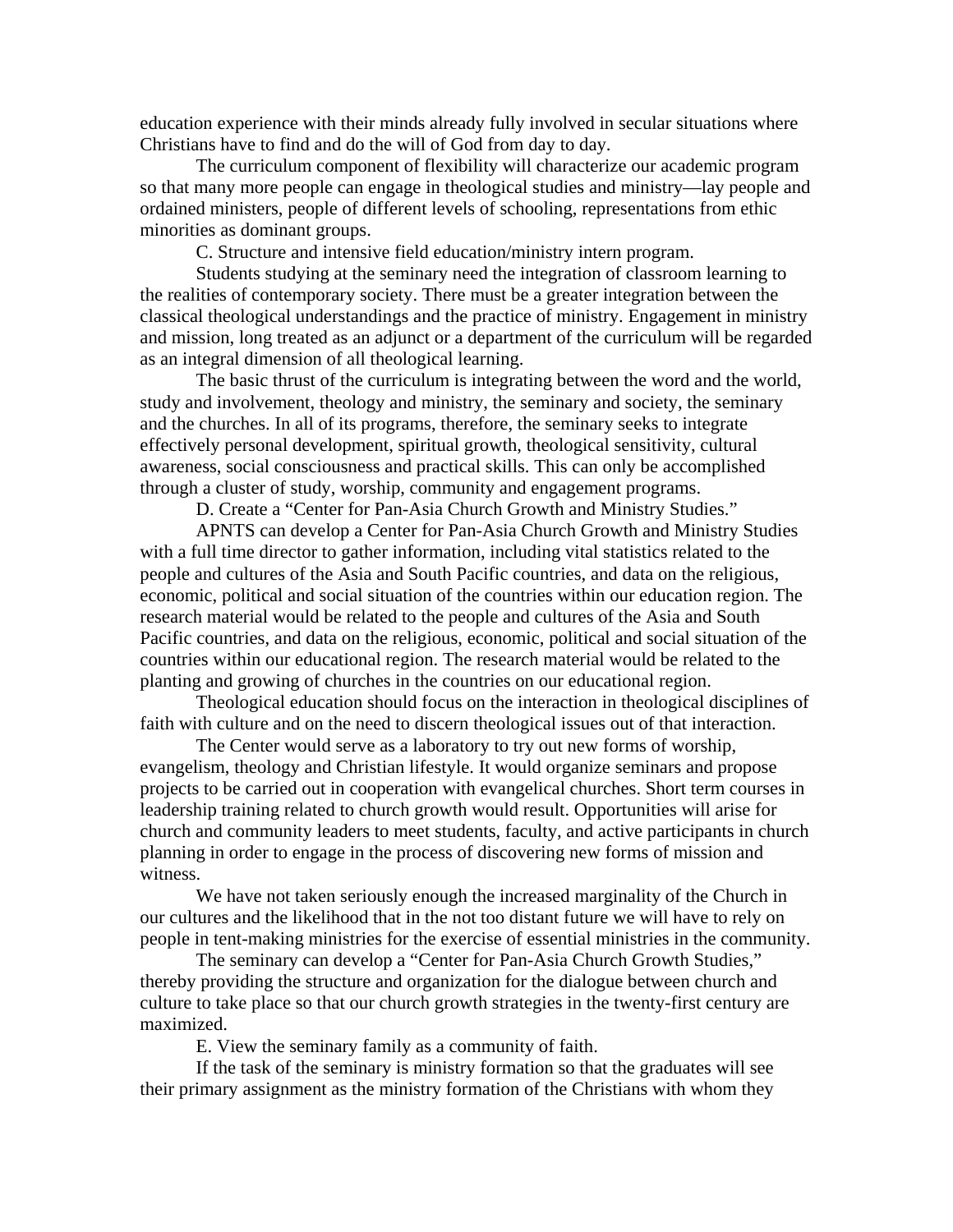education experience with their minds already fully involved in secular situations where Christians have to find and do the will of God from day to day.

The curriculum component of flexibility will characterize our academic program so that many more people can engage in theological studies and ministry—lay people and ordained ministers, people of different levels of schooling, representations from ethic minorities as dominant groups.

C. Structure and intensive field education/ministry intern program.

Students studying at the seminary need the integration of classroom learning to the realities of contemporary society. There must be a greater integration between the classical theological understandings and the practice of ministry. Engagement in ministry and mission, long treated as an adjunct or a department of the curriculum will be regarded as an integral dimension of all theological learning.

The basic thrust of the curriculum is integrating between the word and the world, study and involvement, theology and ministry, the seminary and society, the seminary and the churches. In all of its programs, therefore, the seminary seeks to integrate effectively personal development, spiritual growth, theological sensitivity, cultural awareness, social consciousness and practical skills. This can only be accomplished through a cluster of study, worship, community and engagement programs.

D. Create a "Center for Pan-Asia Church Growth and Ministry Studies."

APNTS can develop a Center for Pan-Asia Church Growth and Ministry Studies with a full time director to gather information, including vital statistics related to the people and cultures of the Asia and South Pacific countries, and data on the religious, economic, political and social situation of the countries within our education region. The research material would be related to the people and cultures of the Asia and South Pacific countries, and data on the religious, economic, political and social situation of the countries within our educational region. The research material would be related to the planting and growing of churches in the countries on our educational region.

Theological education should focus on the interaction in theological disciplines of faith with culture and on the need to discern theological issues out of that interaction.

The Center would serve as a laboratory to try out new forms of worship, evangelism, theology and Christian lifestyle. It would organize seminars and propose projects to be carried out in cooperation with evangelical churches. Short term courses in leadership training related to church growth would result. Opportunities will arise for church and community leaders to meet students, faculty, and active participants in church planning in order to engage in the process of discovering new forms of mission and witness.

We have not taken seriously enough the increased marginality of the Church in our cultures and the likelihood that in the not too distant future we will have to rely on people in tent-making ministries for the exercise of essential ministries in the community.

The seminary can develop a "Center for Pan-Asia Church Growth Studies," thereby providing the structure and organization for the dialogue between church and culture to take place so that our church growth strategies in the twenty-first century are maximized.

E. View the seminary family as a community of faith.

If the task of the seminary is ministry formation so that the graduates will see their primary assignment as the ministry formation of the Christians with whom they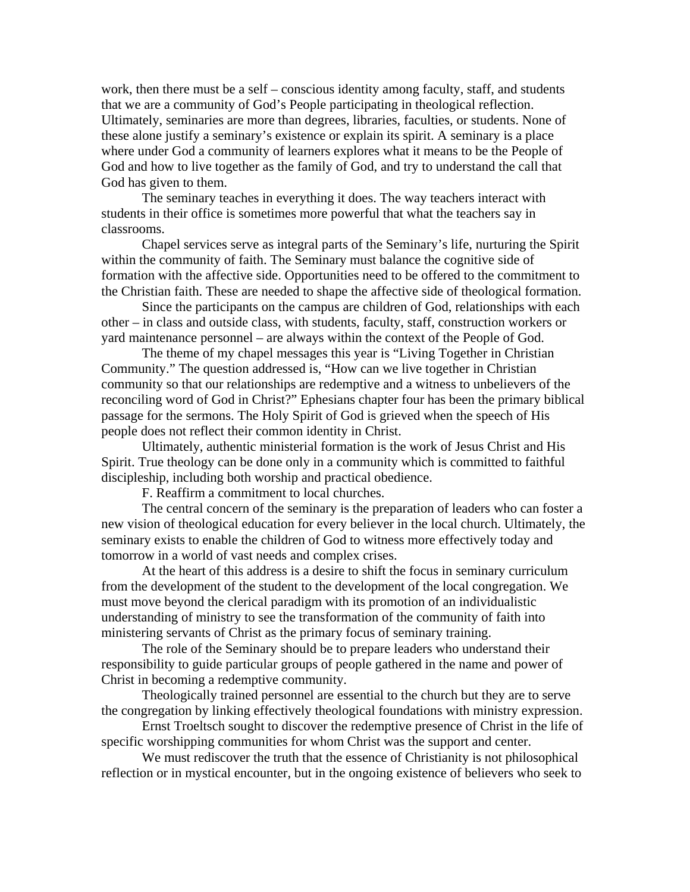work, then there must be a self – conscious identity among faculty, staff, and students that we are a community of God's People participating in theological reflection. Ultimately, seminaries are more than degrees, libraries, faculties, or students. None of these alone justify a seminary's existence or explain its spirit. A seminary is a place where under God a community of learners explores what it means to be the People of God and how to live together as the family of God, and try to understand the call that God has given to them.

The seminary teaches in everything it does. The way teachers interact with students in their office is sometimes more powerful that what the teachers say in classrooms.

Chapel services serve as integral parts of the Seminary's life, nurturing the Spirit within the community of faith. The Seminary must balance the cognitive side of formation with the affective side. Opportunities need to be offered to the commitment to the Christian faith. These are needed to shape the affective side of theological formation.

Since the participants on the campus are children of God, relationships with each other – in class and outside class, with students, faculty, staff, construction workers or yard maintenance personnel – are always within the context of the People of God.

The theme of my chapel messages this year is "Living Together in Christian Community." The question addressed is, "How can we live together in Christian community so that our relationships are redemptive and a witness to unbelievers of the reconciling word of God in Christ?" Ephesians chapter four has been the primary biblical passage for the sermons. The Holy Spirit of God is grieved when the speech of His people does not reflect their common identity in Christ.

Ultimately, authentic ministerial formation is the work of Jesus Christ and His Spirit. True theology can be done only in a community which is committed to faithful discipleship, including both worship and practical obedience.

F. Reaffirm a commitment to local churches.

The central concern of the seminary is the preparation of leaders who can foster a new vision of theological education for every believer in the local church. Ultimately, the seminary exists to enable the children of God to witness more effectively today and tomorrow in a world of vast needs and complex crises.

At the heart of this address is a desire to shift the focus in seminary curriculum from the development of the student to the development of the local congregation. We must move beyond the clerical paradigm with its promotion of an individualistic understanding of ministry to see the transformation of the community of faith into ministering servants of Christ as the primary focus of seminary training.

The role of the Seminary should be to prepare leaders who understand their responsibility to guide particular groups of people gathered in the name and power of Christ in becoming a redemptive community.

Theologically trained personnel are essential to the church but they are to serve the congregation by linking effectively theological foundations with ministry expression.

Ernst Troeltsch sought to discover the redemptive presence of Christ in the life of specific worshipping communities for whom Christ was the support and center.

We must rediscover the truth that the essence of Christianity is not philosophical reflection or in mystical encounter, but in the ongoing existence of believers who seek to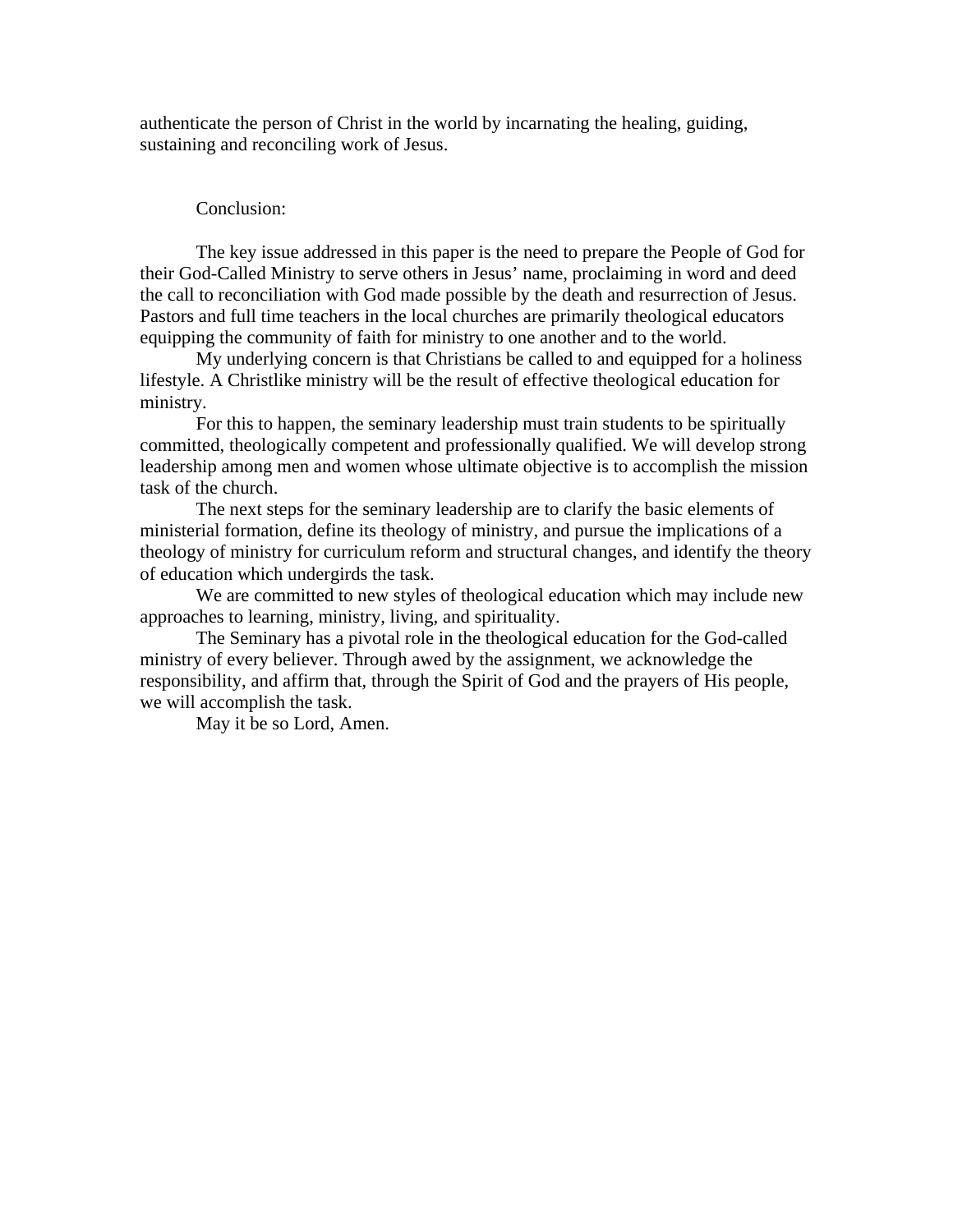authenticate the person of Christ in the world by incarnating the healing, guiding, sustaining and reconciling work of Jesus.

Conclusion:

The key issue addressed in this paper is the need to prepare the People of God for their God-Called Ministry to serve others in Jesus' name, proclaiming in word and deed the call to reconciliation with God made possible by the death and resurrection of Jesus. Pastors and full time teachers in the local churches are primarily theological educators equipping the community of faith for ministry to one another and to the world.

My underlying concern is that Christians be called to and equipped for a holiness lifestyle. A Christlike ministry will be the result of effective theological education for ministry.

For this to happen, the seminary leadership must train students to be spiritually committed, theologically competent and professionally qualified. We will develop strong leadership among men and women whose ultimate objective is to accomplish the mission task of the church.

The next steps for the seminary leadership are to clarify the basic elements of ministerial formation, define its theology of ministry, and pursue the implications of a theology of ministry for curriculum reform and structural changes, and identify the theory of education which undergirds the task.

We are committed to new styles of theological education which may include new approaches to learning, ministry, living, and spirituality.

The Seminary has a pivotal role in the theological education for the God-called ministry of every believer. Through awed by the assignment, we acknowledge the responsibility, and affirm that, through the Spirit of God and the prayers of His people, we will accomplish the task.

May it be so Lord, Amen.